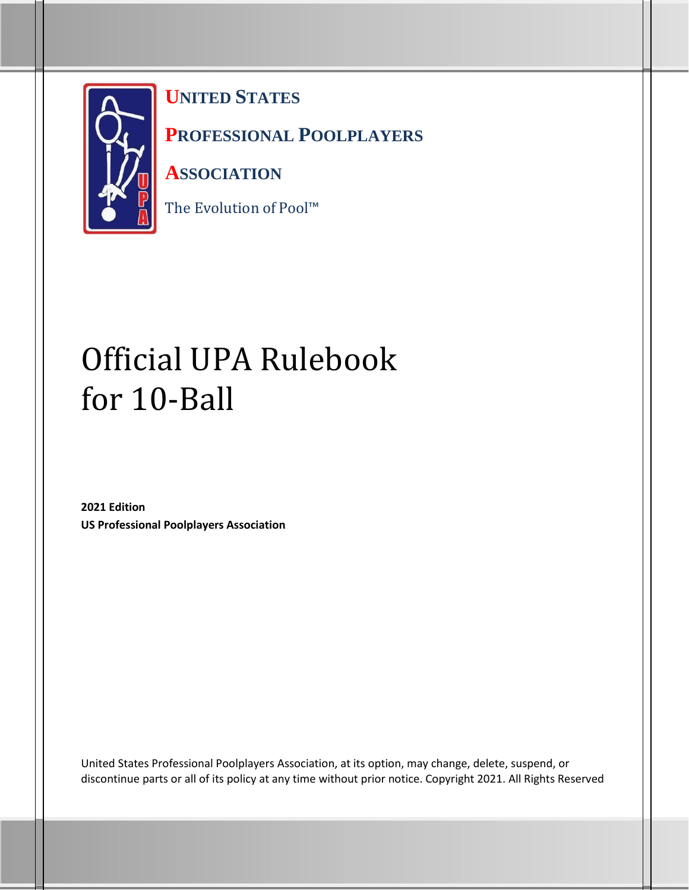**UNITED STATES**

**PROFESSIONAL POOLPLAYERS**

**ASSOCIATION**

The Evolution of Pool™

# Official UPA Rulebook for 10-Ball

**2021 Edition**
**US Professional Poolplayers Association**

United States Professional Poolplayers Association, at its option, may change, delete, suspend, or discontinue parts or all of its policy at any time without prior notice. Copyright 2021. All Rights Reserved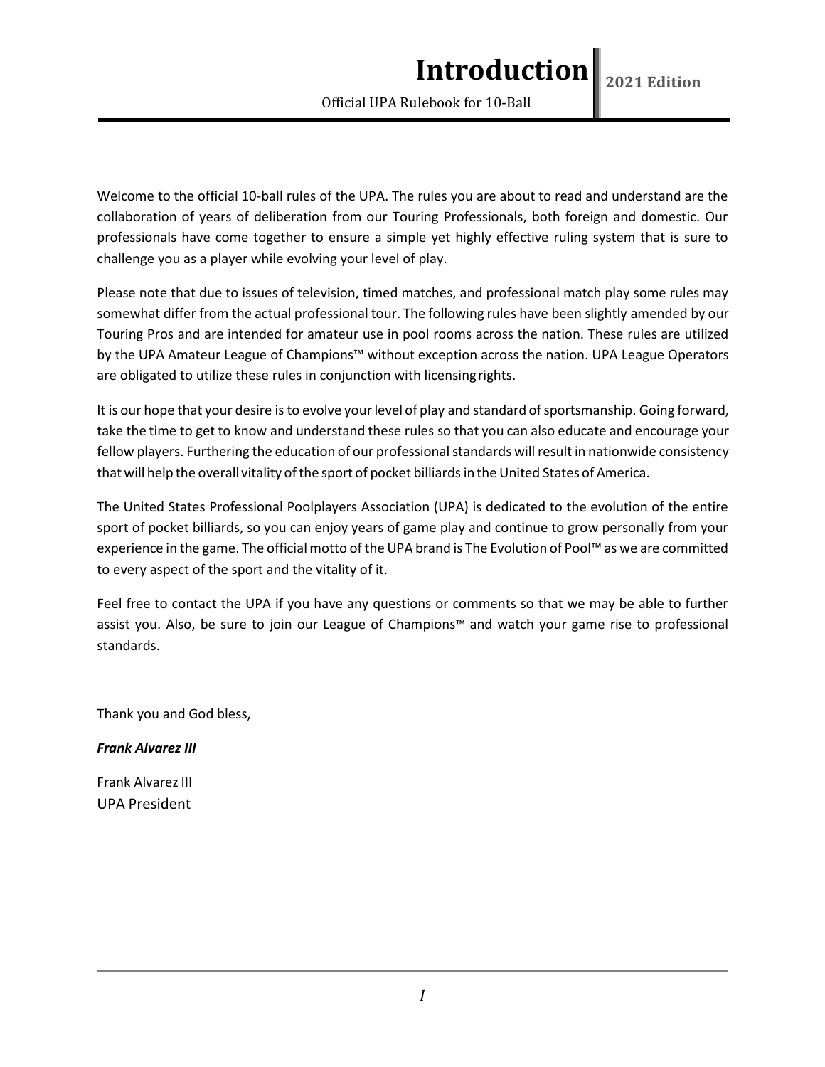# Introduction

Welcome to the official 10-ball rules of the UPA. The rules you are about to read and understand are the collaboration of years of deliberation from our Touring Professionals, both foreign and domestic. Our professionals have come together to ensure a simple yet highly effective ruling system that is sure to challenge you as a player while evolving your level of play.

Please note that due to issues of television, timed matches, and professional match play some rules may somewhat differ from the actual professional tour. The following rules have been slightly amended by our Touring Pros and are intended for amateur use in pool rooms across the nation. These rules are utilized by the UPA Amateur League of Champions™ without exception across the nation. UPA League Operators are obligated to utilize these rules in conjunction with licensing rights.

It is our hope that your desire is to evolve your level of play and standard of sportsmanship. Going forward, take the time to get to know and understand these rules so that you can also educate and encourage your fellow players. Furthering the education of our professional standards will result in nationwide consistency that will help the overall vitality of the sport of pocket billiards in the United States of America.

The United States Professional Poolplayers Association (UPA) is dedicated to the evolution of the entire sport of pocket billiards, so you can enjoy years of game play and continue to grow personally from your experience in the game. The official motto of the UPA brand is The Evolution of Pool™ as we are committed to every aspect of the sport and the vitality of it.

Feel free to contact the UPA if you have any questions or comments so that we may be able to further assist you. Also, be sure to join our League of Champions™ and watch your game rise to professional standards.

Thank you and God bless,

***Frank Alvarez III***

Frank Alvarez III
UPA President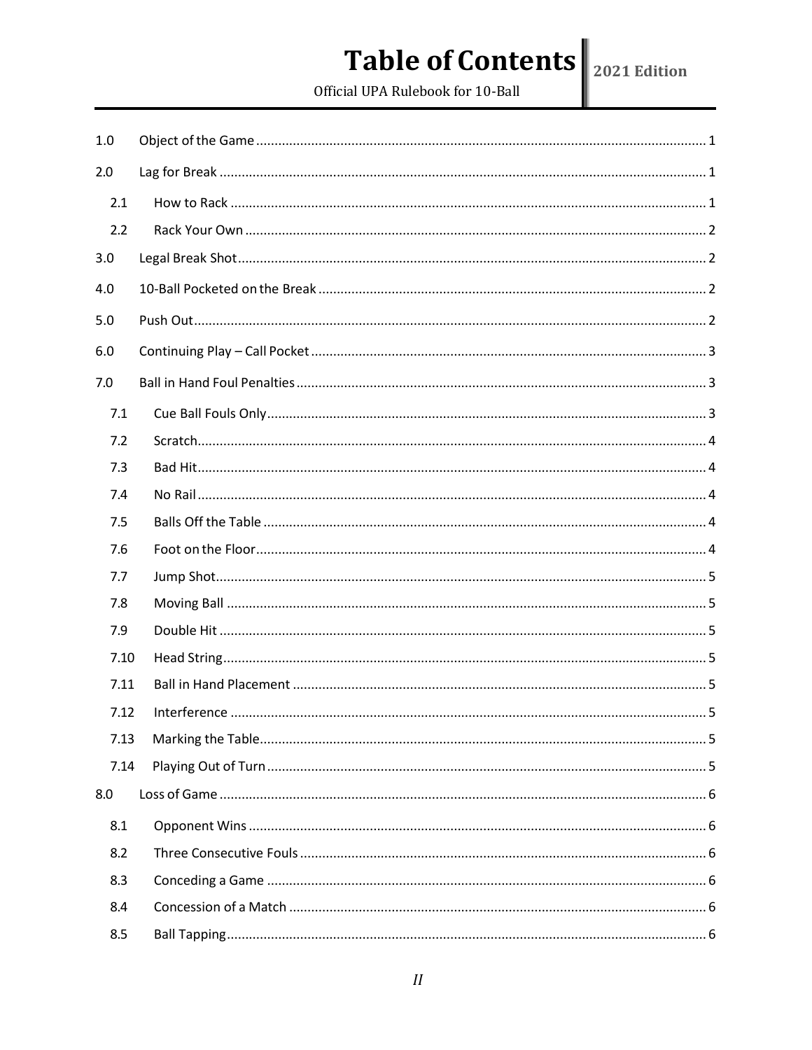# Table of Contents

2021 Edition

Official UPA Rulebook for 10-Ball

| | | |
|---|---|---|
| 1.0 | Object of the Game | 1 |
| 2.0 | Lag for Break | 1 |
| 2.1 | How to Rack | 1 |
| 2.2 | Rack Your Own | 2 |
| 3.0 | Legal Break Shot | 2 |
| 4.0 | 10-Ball Pocketed on the Break | 2 |
| 5.0 | Push Out | 2 |
| 6.0 | Continuing Play – Call Pocket | 3 |
| 7.0 | Ball in Hand Foul Penalties | 3 |
| 7.1 | Cue Ball Fouls Only | 3 |
| 7.2 | Scratch | 4 |
| 7.3 | Bad Hit | 4 |
| 7.4 | No Rail | 4 |
| 7.5 | Balls Off the Table | 4 |
| 7.6 | Foot on the Floor | 4 |
| 7.7 | Jump Shot | 5 |
| 7.8 | Moving Ball | 5 |
| 7.9 | Double Hit | 5 |
| 7.10 | Head String | 5 |
| 7.11 | Ball in Hand Placement | 5 |
| 7.12 | Interference | 5 |
| 7.13 | Marking the Table | 5 |
| 7.14 | Playing Out of Turn | 5 |
| 8.0 | Loss of Game | 6 |
| 8.1 | Opponent Wins | 6 |
| 8.2 | Three Consecutive Fouls | 6 |
| 8.3 | Conceding a Game | 6 |
| 8.4 | Concession of a Match | 6 |
| 8.5 | Ball Tapping | 6 |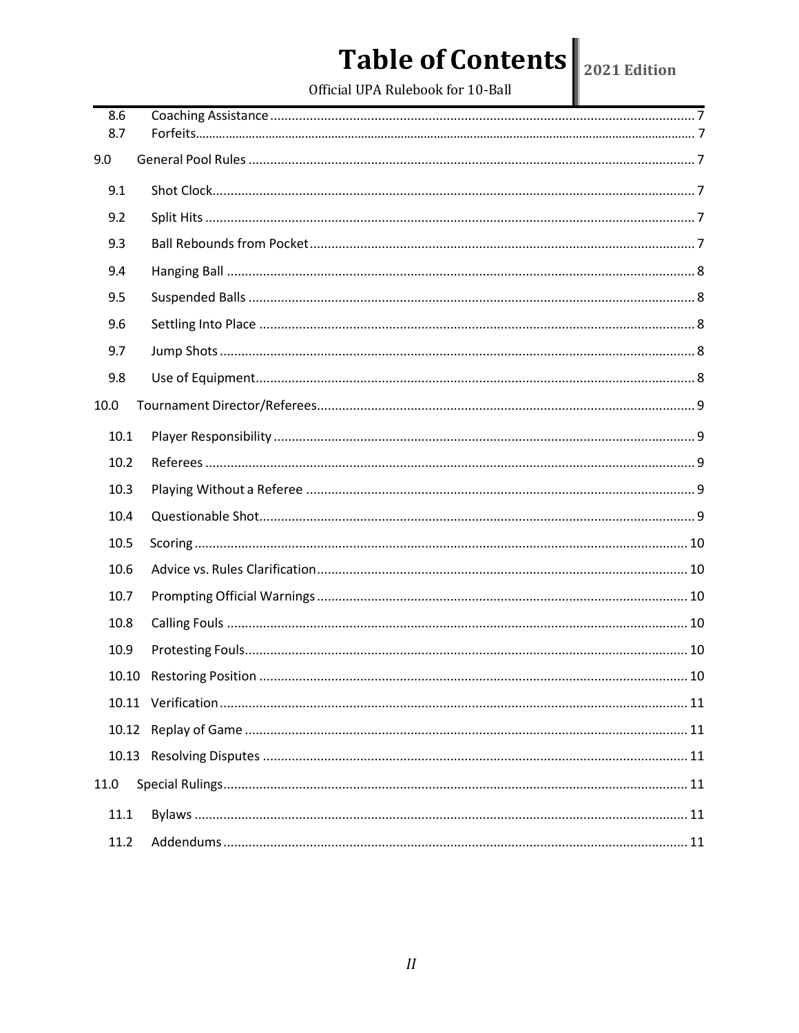# Table of Contents

| | | |
|---|---|---|
| 8.6 | Coaching Assistance | 7 |
| 8.7 | Forfeits | 7 |
| 9.0 | General Pool Rules | 7 |
| 9.1 | Shot Clock | 7 |
| 9.2 | Split Hits | 7 |
| 9.3 | Ball Rebounds from Pocket | 7 |
| 9.4 | Hanging Ball | 8 |
| 9.5 | Suspended Balls | 8 |
| 9.6 | Settling Into Place | 8 |
| 9.7 | Jump Shots | 8 |
| 9.8 | Use of Equipment | 8 |
| 10.0 | Tournament Director/Referees | 9 |
| 10.1 | Player Responsibility | 9 |
| 10.2 | Referees | 9 |
| 10.3 | Playing Without a Referee | 9 |
| 10.4 | Questionable Shot | 9 |
| 10.5 | Scoring | 10 |
| 10.6 | Advice vs. Rules Clarification | 10 |
| 10.7 | Prompting Official Warnings | 10 |
| 10.8 | Calling Fouls | 10 |
| 10.9 | Protesting Fouls | 10 |
| 10.10 | Restoring Position | 10 |
| 10.11 | Verification | 11 |
| 10.12 | Replay of Game | 11 |
| 10.13 | Resolving Disputes | 11 |
| 11.0 | Special Rulings | 11 |
| 11.1 | Bylaws | 11 |
| 11.2 | Addendums | 11 |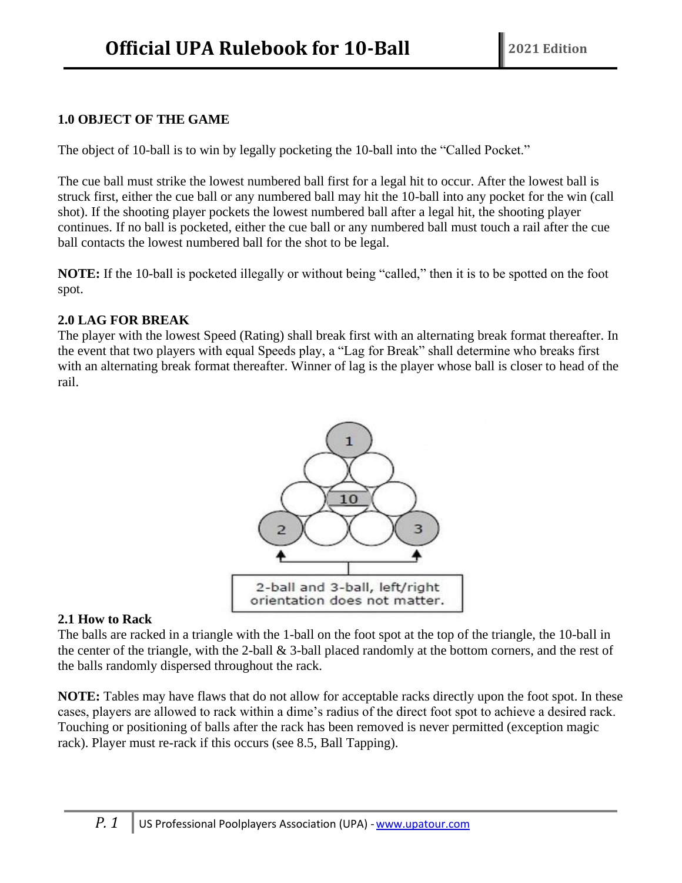# Official UPA Rulebook for 10-Ball

### 1.0 OBJECT OF THE GAME

The object of 10-ball is to win by legally pocketing the 10-ball into the "Called Pocket."

The cue ball must strike the lowest numbered ball first for a legal hit to occur. After the lowest ball is struck first, either the cue ball or any numbered ball may hit the 10-ball into any pocket for the win (call shot). If the shooting player pockets the lowest numbered ball after a legal hit, the shooting player continues. If no ball is pocketed, either the cue ball or any numbered ball must touch a rail after the cue ball contacts the lowest numbered ball for the shot to be legal.

**NOTE:** If the 10-ball is pocketed illegally or without being "called," then it is to be spotted on the foot spot.

### 2.0 LAG FOR BREAK

The player with the lowest Speed (Rating) shall break first with an alternating break format thereafter. In the event that two players with equal Speeds play, a "Lag for Break" shall determine who breaks first with an alternating break format thereafter. Winner of lag is the player whose ball is closer to head of the rail.

2-ball and 3-ball, left/right orientation does not matter.

### 2.1 How to Rack

The balls are racked in a triangle with the 1-ball on the foot spot at the top of the triangle, the 10-ball in the center of the triangle, with the 2-ball & 3-ball placed randomly at the bottom corners, and the rest of the balls randomly dispersed throughout the rack.

**NOTE:** Tables may have flaws that do not allow for acceptable racks directly upon the foot spot. In these cases, players are allowed to rack within a dime's radius of the direct foot spot to achieve a desired rack. Touching or positioning of balls after the rack has been removed is never permitted (exception magic rack). Player must re-rack if this occurs (see 8.5, Ball Tapping).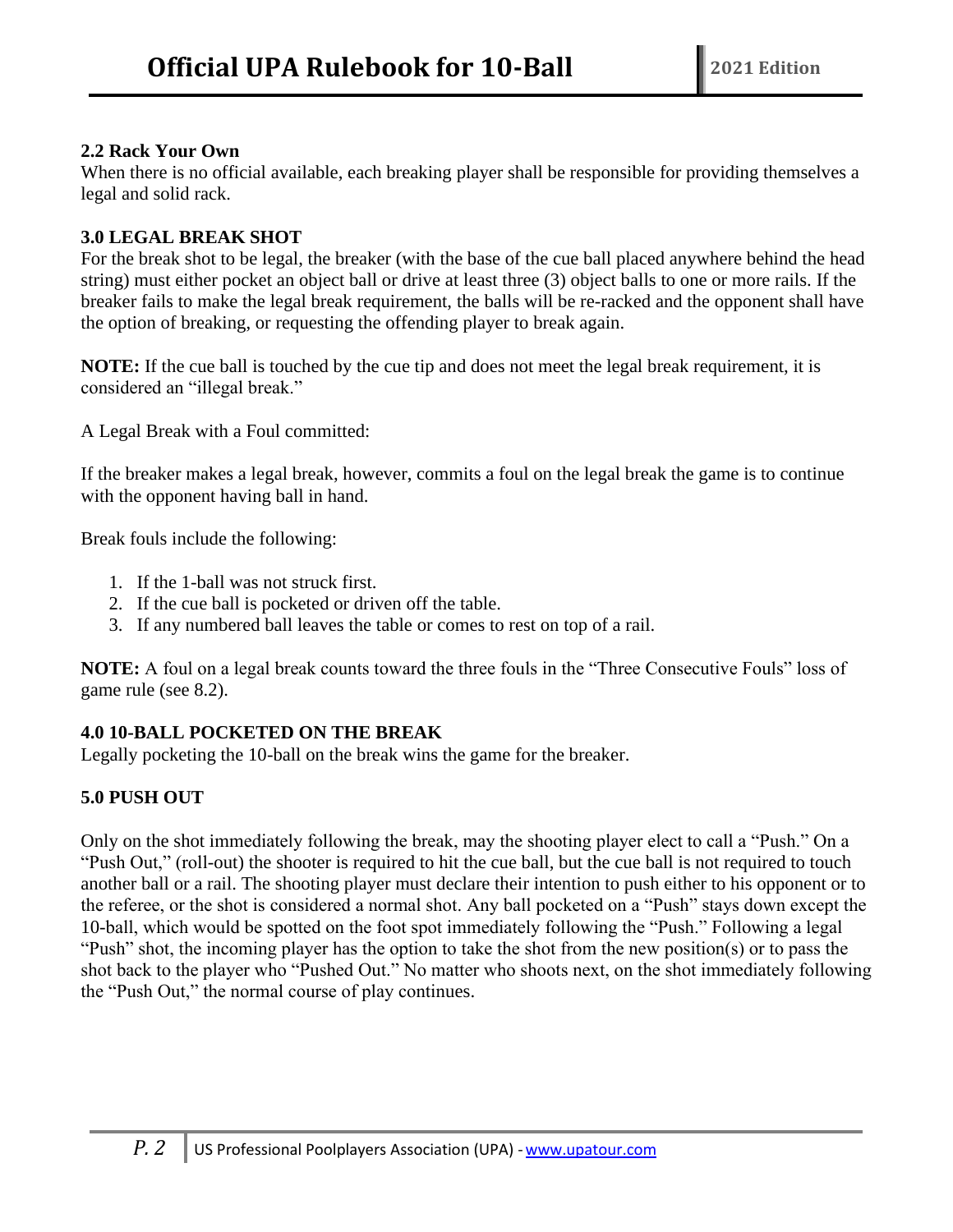### 2.2 Rack Your Own

When there is no official available, each breaking player shall be responsible for providing themselves a legal and solid rack.

### 3.0 LEGAL BREAK SHOT

For the break shot to be legal, the breaker (with the base of the cue ball placed anywhere behind the head string) must either pocket an object ball or drive at least three (3) object balls to one or more rails. If the breaker fails to make the legal break requirement, the balls will be re-racked and the opponent shall have the option of breaking, or requesting the offending player to break again.

**NOTE:** If the cue ball is touched by the cue tip and does not meet the legal break requirement, it is considered an "illegal break."

A Legal Break with a Foul committed:

If the breaker makes a legal break, however, commits a foul on the legal break the game is to continue with the opponent having ball in hand.

Break fouls include the following:

1. If the 1-ball was not struck first.
2. If the cue ball is pocketed or driven off the table.
3. If any numbered ball leaves the table or comes to rest on top of a rail.

**NOTE:** A foul on a legal break counts toward the three fouls in the "Three Consecutive Fouls" loss of game rule (see 8.2).

### 4.0 10-BALL POCKETED ON THE BREAK

Legally pocketing the 10-ball on the break wins the game for the breaker.

### 5.0 PUSH OUT

Only on the shot immediately following the break, may the shooting player elect to call a "Push." On a "Push Out," (roll-out) the shooter is required to hit the cue ball, but the cue ball is not required to touch another ball or a rail. The shooting player must declare their intention to push either to his opponent or to the referee, or the shot is considered a normal shot. Any ball pocketed on a "Push" stays down except the 10-ball, which would be spotted on the foot spot immediately following the "Push." Following a legal "Push" shot, the incoming player has the option to take the shot from the new position(s) or to pass the shot back to the player who "Pushed Out." No matter who shoots next, on the shot immediately following the "Push Out," the normal course of play continues.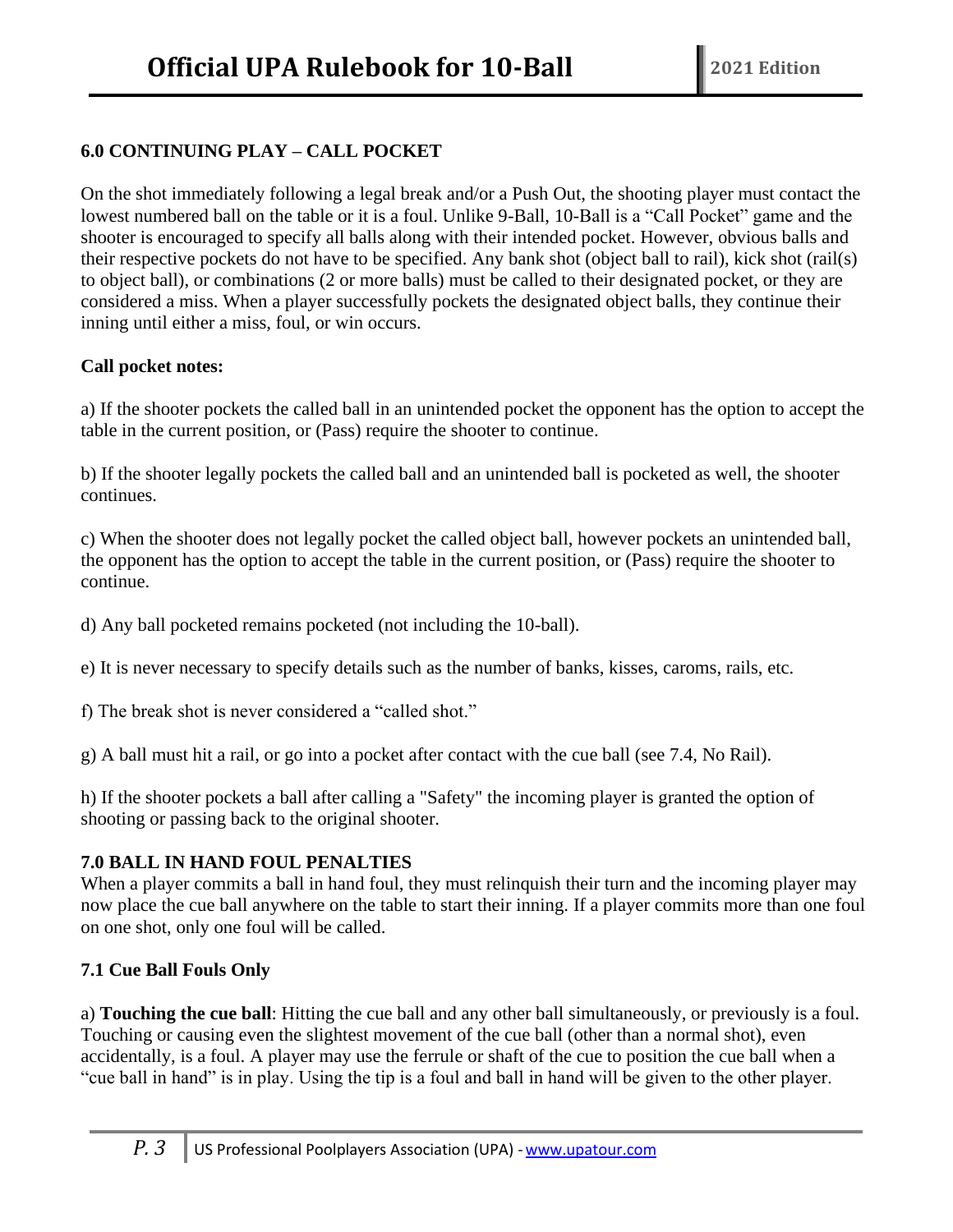## 6.0 CONTINUING PLAY – CALL POCKET

On the shot immediately following a legal break and/or a Push Out, the shooting player must contact the lowest numbered ball on the table or it is a foul. Unlike 9-Ball, 10-Ball is a "Call Pocket" game and the shooter is encouraged to specify all balls along with their intended pocket. However, obvious balls and their respective pockets do not have to be specified. Any bank shot (object ball to rail), kick shot (rail(s) to object ball), or combinations (2 or more balls) must be called to their designated pocket, or they are considered a miss. When a player successfully pockets the designated object balls, they continue their inning until either a miss, foul, or win occurs.

**Call pocket notes:**

a) If the shooter pockets the called ball in an unintended pocket the opponent has the option to accept the table in the current position, or (Pass) require the shooter to continue.

b) If the shooter legally pockets the called ball and an unintended ball is pocketed as well, the shooter continues.

c) When the shooter does not legally pocket the called object ball, however pockets an unintended ball, the opponent has the option to accept the table in the current position, or (Pass) require the shooter to continue.

d) Any ball pocketed remains pocketed (not including the 10-ball).

e) It is never necessary to specify details such as the number of banks, kisses, caroms, rails, etc.

f) The break shot is never considered a "called shot."

g) A ball must hit a rail, or go into a pocket after contact with the cue ball (see 7.4, No Rail).

h) If the shooter pockets a ball after calling a "Safety" the incoming player is granted the option of shooting or passing back to the original shooter.

## 7.0 BALL IN HAND FOUL PENALTIES

When a player commits a ball in hand foul, they must relinquish their turn and the incoming player may now place the cue ball anywhere on the table to start their inning. If a player commits more than one foul on one shot, only one foul will be called.

### 7.1 Cue Ball Fouls Only

a) **Touching the cue ball**: Hitting the cue ball and any other ball simultaneously, or previously is a foul. Touching or causing even the slightest movement of the cue ball (other than a normal shot), even accidentally, is a foul. A player may use the ferrule or shaft of the cue to position the cue ball when a "cue ball in hand" is in play. Using the tip is a foul and ball in hand will be given to the other player.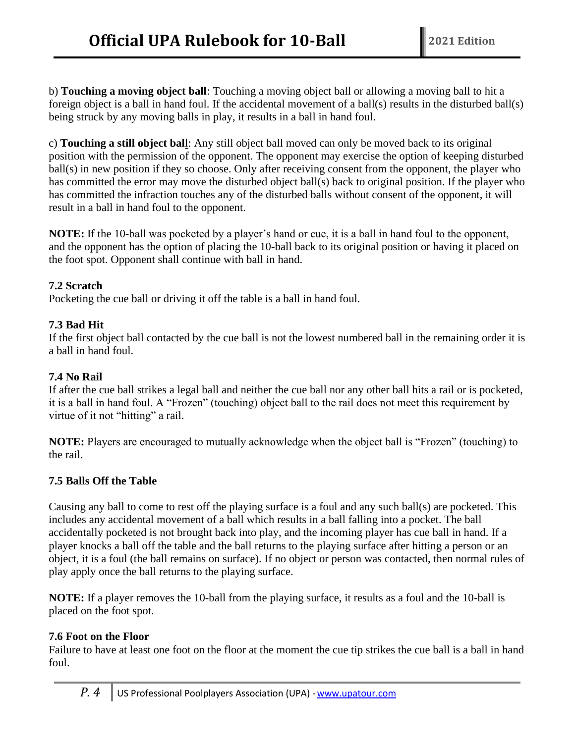b) **Touching a moving object ball**: Touching a moving object ball or allowing a moving ball to hit a foreign object is a ball in hand foul. If the accidental movement of a ball(s) results in the disturbed ball(s) being struck by any moving balls in play, it results in a ball in hand foul.

c) **Touching a still object ball**: Any still object ball moved can only be moved back to its original position with the permission of the opponent. The opponent may exercise the option of keeping disturbed ball(s) in new position if they so choose. Only after receiving consent from the opponent, the player who has committed the error may move the disturbed object ball(s) back to original position. If the player who has committed the infraction touches any of the disturbed balls without consent of the opponent, it will result in a ball in hand foul to the opponent.

**NOTE:** If the 10-ball was pocketed by a player's hand or cue, it is a ball in hand foul to the opponent, and the opponent has the option of placing the 10-ball back to its original position or having it placed on the foot spot. Opponent shall continue with ball in hand.

### 7.2 Scratch

Pocketing the cue ball or driving it off the table is a ball in hand foul.

### 7.3 Bad Hit

If the first object ball contacted by the cue ball is not the lowest numbered ball in the remaining order it is a ball in hand foul.

### 7.4 No Rail

If after the cue ball strikes a legal ball and neither the cue ball nor any other ball hits a rail or is pocketed, it is a ball in hand foul. A "Frozen" (touching) object ball to the rail does not meet this requirement by virtue of it not "hitting" a rail.

**NOTE:** Players are encouraged to mutually acknowledge when the object ball is "Frozen" (touching) to the rail.

### 7.5 Balls Off the Table

Causing any ball to come to rest off the playing surface is a foul and any such ball(s) are pocketed. This includes any accidental movement of a ball which results in a ball falling into a pocket. The ball accidentally pocketed is not brought back into play, and the incoming player has cue ball in hand. If a player knocks a ball off the table and the ball returns to the playing surface after hitting a person or an object, it is a foul (the ball remains on surface). If no object or person was contacted, then normal rules of play apply once the ball returns to the playing surface.

**NOTE:** If a player removes the 10-ball from the playing surface, it results as a foul and the 10-ball is placed on the foot spot.

### 7.6 Foot on the Floor

Failure to have at least one foot on the floor at the moment the cue tip strikes the cue ball is a ball in hand foul.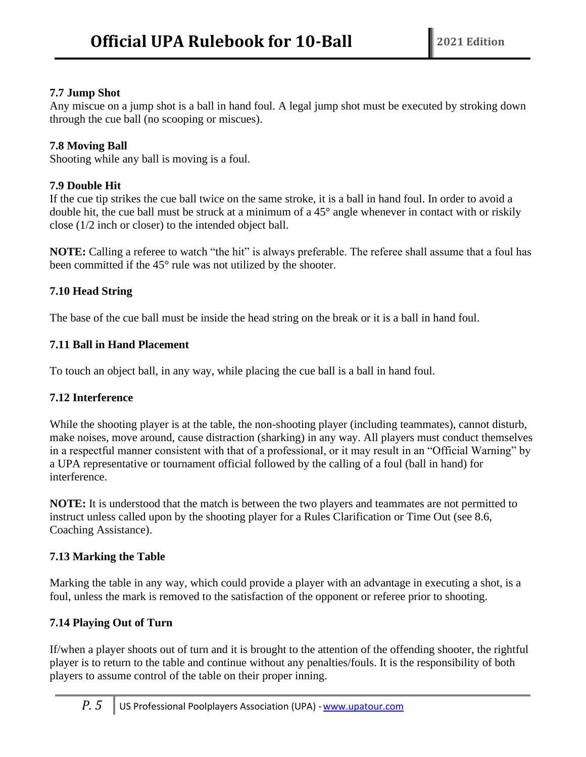### 7.7 Jump Shot

Any miscue on a jump shot is a ball in hand foul. A legal jump shot must be executed by stroking down through the cue ball (no scooping or miscues).

### 7.8 Moving Ball

Shooting while any ball is moving is a foul.

### 7.9 Double Hit

If the cue tip strikes the cue ball twice on the same stroke, it is a ball in hand foul. In order to avoid a double hit, the cue ball must be struck at a minimum of a 45° angle whenever in contact with or riskily close (1/2 inch or closer) to the intended object ball.

**NOTE:** Calling a referee to watch "the hit" is always preferable. The referee shall assume that a foul has been committed if the 45° rule was not utilized by the shooter.

### 7.10 Head String

The base of the cue ball must be inside the head string on the break or it is a ball in hand foul.

### 7.11 Ball in Hand Placement

To touch an object ball, in any way, while placing the cue ball is a ball in hand foul.

### 7.12 Interference

While the shooting player is at the table, the non-shooting player (including teammates), cannot disturb, make noises, move around, cause distraction (sharking) in any way. All players must conduct themselves in a respectful manner consistent with that of a professional, or it may result in an "Official Warning" by a UPA representative or tournament official followed by the calling of a foul (ball in hand) for interference.

**NOTE:** It is understood that the match is between the two players and teammates are not permitted to instruct unless called upon by the shooting player for a Rules Clarification or Time Out (see 8.6, Coaching Assistance).

### 7.13 Marking the Table

Marking the table in any way, which could provide a player with an advantage in executing a shot, is a foul, unless the mark is removed to the satisfaction of the opponent or referee prior to shooting.

### 7.14 Playing Out of Turn

If/when a player shoots out of turn and it is brought to the attention of the offending shooter, the rightful player is to return to the table and continue without any penalties/fouls. It is the responsibility of both players to assume control of the table on their proper inning.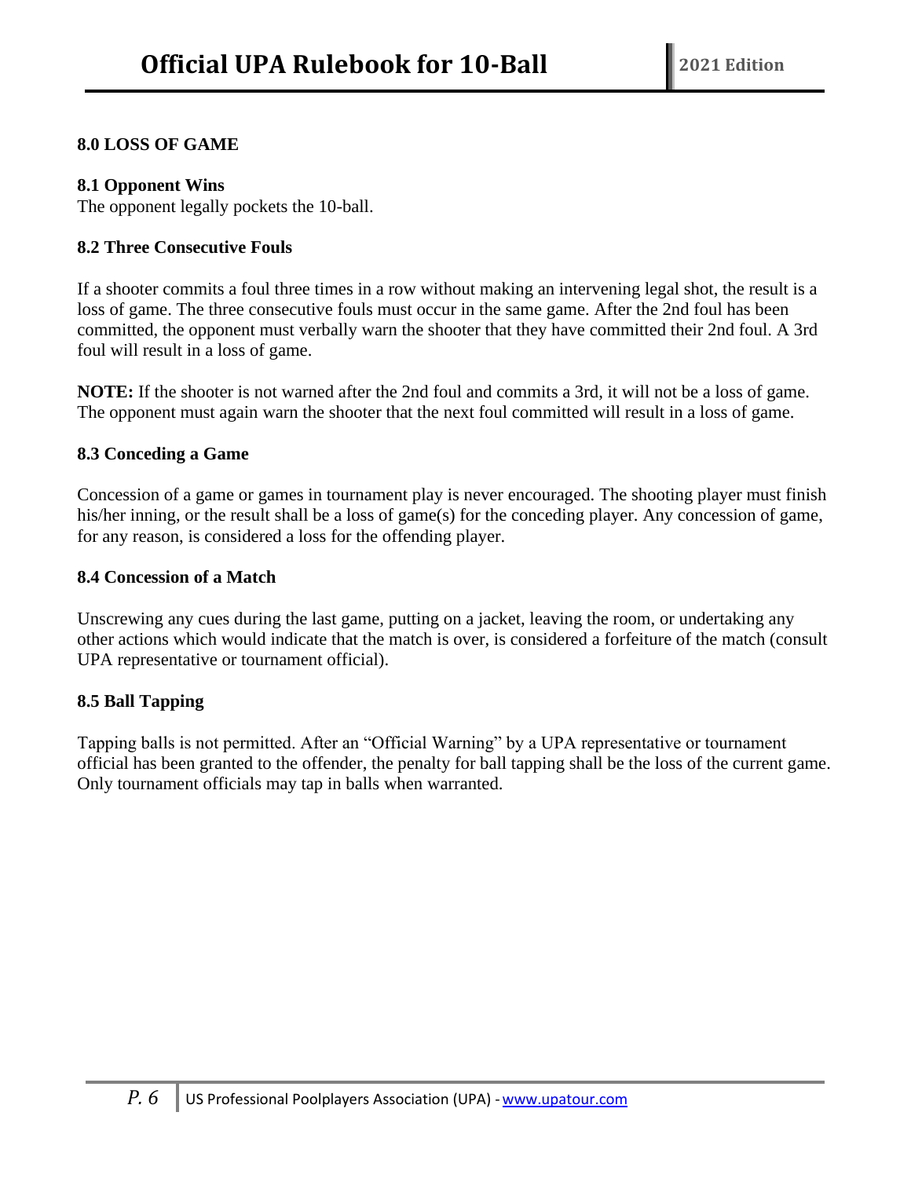## 8.0 LOSS OF GAME

### 8.1 Opponent Wins

The opponent legally pockets the 10-ball.

### 8.2 Three Consecutive Fouls

If a shooter commits a foul three times in a row without making an intervening legal shot, the result is a loss of game. The three consecutive fouls must occur in the same game. After the 2nd foul has been committed, the opponent must verbally warn the shooter that they have committed their 2nd foul. A 3rd foul will result in a loss of game.

**NOTE:** If the shooter is not warned after the 2nd foul and commits a 3rd, it will not be a loss of game. The opponent must again warn the shooter that the next foul committed will result in a loss of game.

### 8.3 Conceding a Game

Concession of a game or games in tournament play is never encouraged. The shooting player must finish his/her inning, or the result shall be a loss of game(s) for the conceding player. Any concession of game, for any reason, is considered a loss for the offending player.

### 8.4 Concession of a Match

Unscrewing any cues during the last game, putting on a jacket, leaving the room, or undertaking any other actions which would indicate that the match is over, is considered a forfeiture of the match (consult UPA representative or tournament official).

### 8.5 Ball Tapping

Tapping balls is not permitted. After an "Official Warning" by a UPA representative or tournament official has been granted to the offender, the penalty for ball tapping shall be the loss of the current game. Only tournament officials may tap in balls when warranted.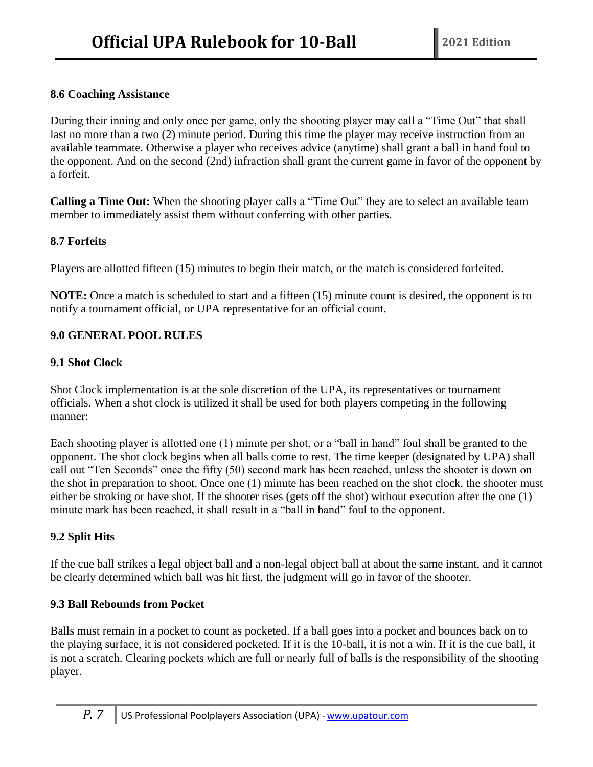### 8.6 Coaching Assistance

During their inning and only once per game, only the shooting player may call a "Time Out" that shall last no more than a two (2) minute period. During this time the player may receive instruction from an available teammate. Otherwise a player who receives advice (anytime) shall grant a ball in hand foul to the opponent. And on the second (2nd) infraction shall grant the current game in favor of the opponent by a forfeit.

**Calling a Time Out:** When the shooting player calls a "Time Out" they are to select an available team member to immediately assist them without conferring with other parties.

### 8.7 Forfeits

Players are allotted fifteen (15) minutes to begin their match, or the match is considered forfeited.

**NOTE:** Once a match is scheduled to start and a fifteen (15) minute count is desired, the opponent is to notify a tournament official, or UPA representative for an official count.

## 9.0 GENERAL POOL RULES

### 9.1 Shot Clock

Shot Clock implementation is at the sole discretion of the UPA, its representatives or tournament officials. When a shot clock is utilized it shall be used for both players competing in the following manner:

Each shooting player is allotted one (1) minute per shot, or a "ball in hand" foul shall be granted to the opponent. The shot clock begins when all balls come to rest. The time keeper (designated by UPA) shall call out "Ten Seconds" once the fifty (50) second mark has been reached, unless the shooter is down on the shot in preparation to shoot. Once one (1) minute has been reached on the shot clock, the shooter must either be stroking or have shot. If the shooter rises (gets off the shot) without execution after the one (1) minute mark has been reached, it shall result in a "ball in hand" foul to the opponent.

### 9.2 Split Hits

If the cue ball strikes a legal object ball and a non-legal object ball at about the same instant, and it cannot be clearly determined which ball was hit first, the judgment will go in favor of the shooter.

### 9.3 Ball Rebounds from Pocket

Balls must remain in a pocket to count as pocketed. If a ball goes into a pocket and bounces back on to the playing surface, it is not considered pocketed. If it is the 10-ball, it is not a win. If it is the cue ball, it is not a scratch. Clearing pockets which are full or nearly full of balls is the responsibility of the shooting player.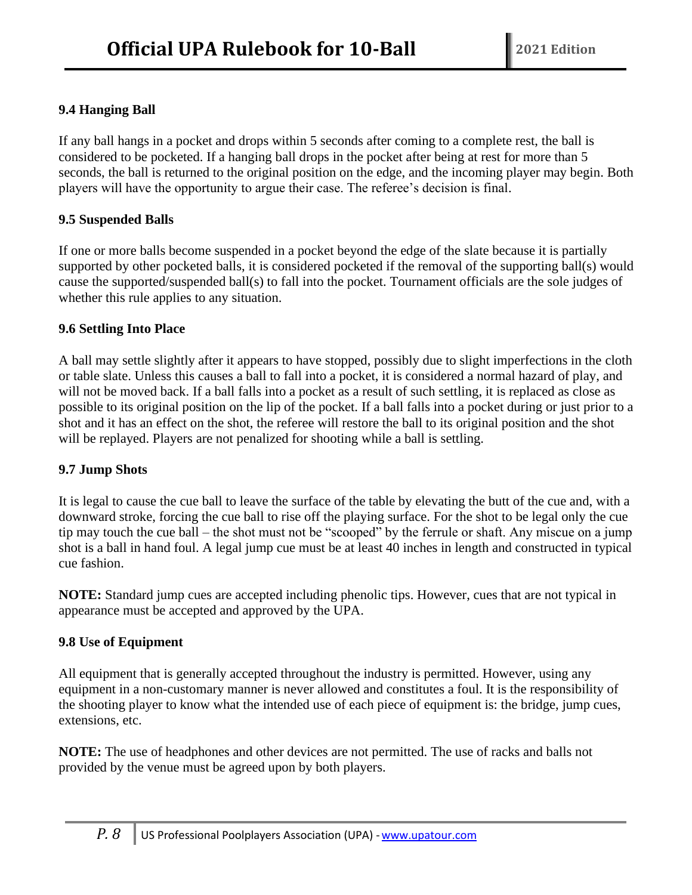### 9.4 Hanging Ball

If any ball hangs in a pocket and drops within 5 seconds after coming to a complete rest, the ball is considered to be pocketed. If a hanging ball drops in the pocket after being at rest for more than 5 seconds, the ball is returned to the original position on the edge, and the incoming player may begin. Both players will have the opportunity to argue their case. The referee's decision is final.

### 9.5 Suspended Balls

If one or more balls become suspended in a pocket beyond the edge of the slate because it is partially supported by other pocketed balls, it is considered pocketed if the removal of the supporting ball(s) would cause the supported/suspended ball(s) to fall into the pocket. Tournament officials are the sole judges of whether this rule applies to any situation.

### 9.6 Settling Into Place

A ball may settle slightly after it appears to have stopped, possibly due to slight imperfections in the cloth or table slate. Unless this causes a ball to fall into a pocket, it is considered a normal hazard of play, and will not be moved back. If a ball falls into a pocket as a result of such settling, it is replaced as close as possible to its original position on the lip of the pocket. If a ball falls into a pocket during or just prior to a shot and it has an effect on the shot, the referee will restore the ball to its original position and the shot will be replayed. Players are not penalized for shooting while a ball is settling.

### 9.7 Jump Shots

It is legal to cause the cue ball to leave the surface of the table by elevating the butt of the cue and, with a downward stroke, forcing the cue ball to rise off the playing surface. For the shot to be legal only the cue tip may touch the cue ball – the shot must not be "scooped" by the ferrule or shaft. Any miscue on a jump shot is a ball in hand foul. A legal jump cue must be at least 40 inches in length and constructed in typical cue fashion.

**NOTE:** Standard jump cues are accepted including phenolic tips. However, cues that are not typical in appearance must be accepted and approved by the UPA.

### 9.8 Use of Equipment

All equipment that is generally accepted throughout the industry is permitted. However, using any equipment in a non-customary manner is never allowed and constitutes a foul. It is the responsibility of the shooting player to know what the intended use of each piece of equipment is: the bridge, jump cues, extensions, etc.

**NOTE:** The use of headphones and other devices are not permitted. The use of racks and balls not provided by the venue must be agreed upon by both players.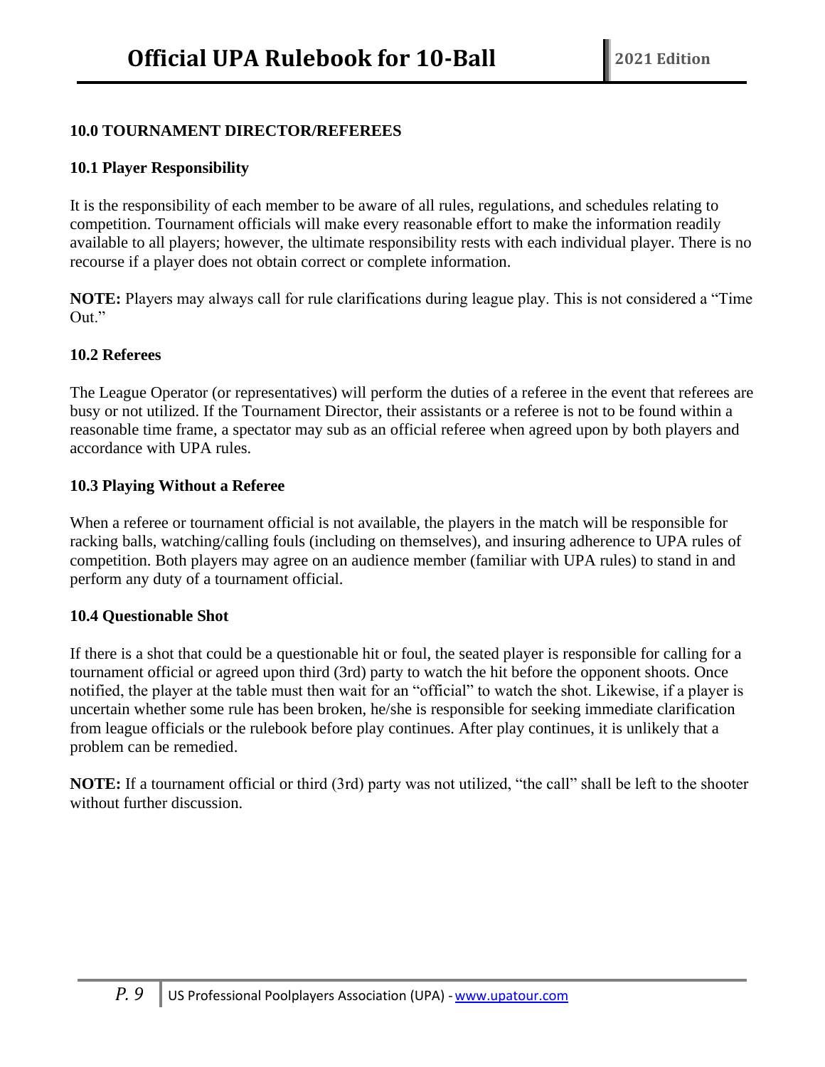## 10.0 TOURNAMENT DIRECTOR/REFEREES

### 10.1 Player Responsibility

It is the responsibility of each member to be aware of all rules, regulations, and schedules relating to competition. Tournament officials will make every reasonable effort to make the information readily available to all players; however, the ultimate responsibility rests with each individual player. There is no recourse if a player does not obtain correct or complete information.

**NOTE:** Players may always call for rule clarifications during league play. This is not considered a "Time Out."

### 10.2 Referees

The League Operator (or representatives) will perform the duties of a referee in the event that referees are busy or not utilized. If the Tournament Director, their assistants or a referee is not to be found within a reasonable time frame, a spectator may sub as an official referee when agreed upon by both players and accordance with UPA rules.

### 10.3 Playing Without a Referee

When a referee or tournament official is not available, the players in the match will be responsible for racking balls, watching/calling fouls (including on themselves), and insuring adherence to UPA rules of competition. Both players may agree on an audience member (familiar with UPA rules) to stand in and perform any duty of a tournament official.

### 10.4 Questionable Shot

If there is a shot that could be a questionable hit or foul, the seated player is responsible for calling for a tournament official or agreed upon third (3rd) party to watch the hit before the opponent shoots. Once notified, the player at the table must then wait for an "official" to watch the shot. Likewise, if a player is uncertain whether some rule has been broken, he/she is responsible for seeking immediate clarification from league officials or the rulebook before play continues. After play continues, it is unlikely that a problem can be remedied.

**NOTE:** If a tournament official or third (3rd) party was not utilized, "the call" shall be left to the shooter without further discussion.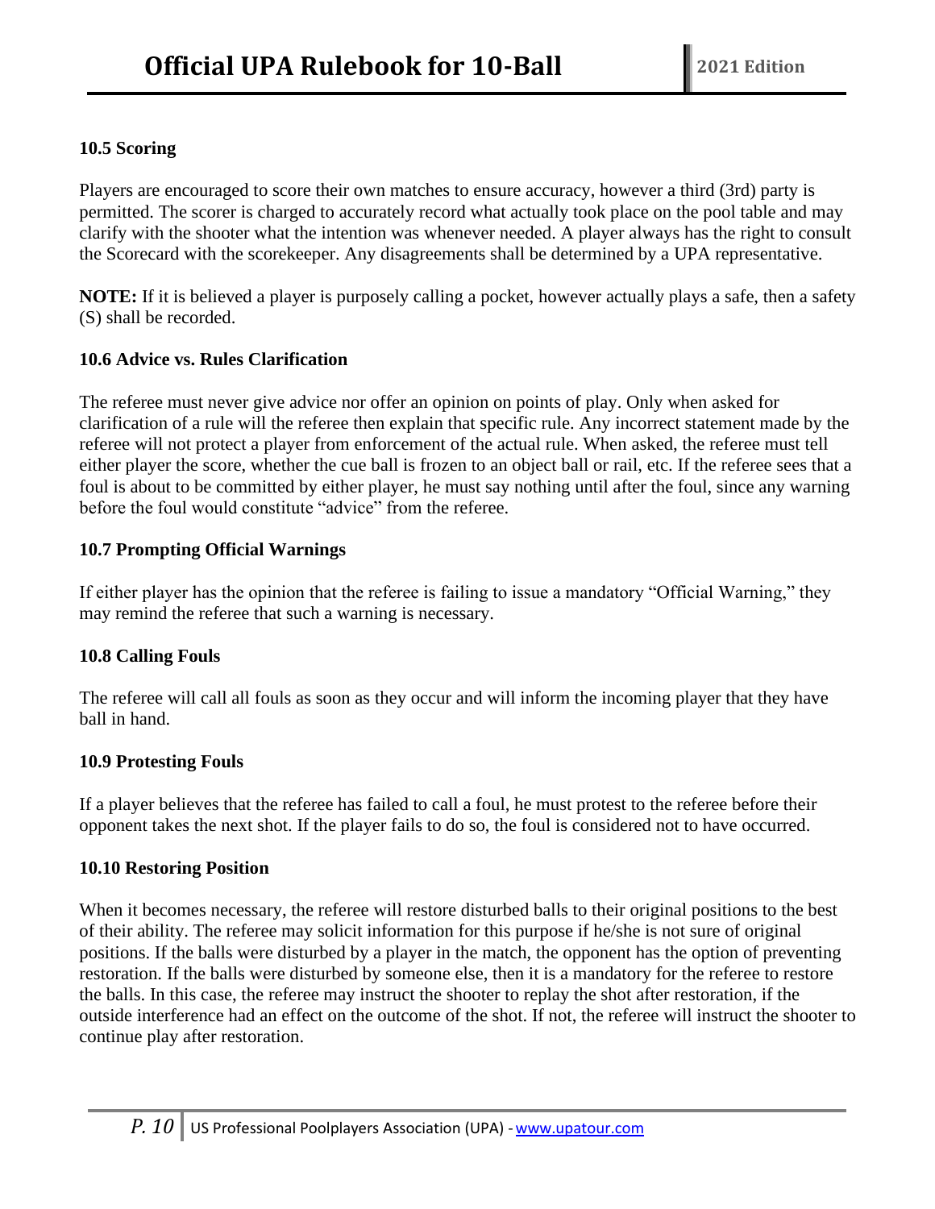### 10.5 Scoring

Players are encouraged to score their own matches to ensure accuracy, however a third (3rd) party is permitted. The scorer is charged to accurately record what actually took place on the pool table and may clarify with the shooter what the intention was whenever needed. A player always has the right to consult the Scorecard with the scorekeeper. Any disagreements shall be determined by a UPA representative.

**NOTE:** If it is believed a player is purposely calling a pocket, however actually plays a safe, then a safety (S) shall be recorded.

### 10.6 Advice vs. Rules Clarification

The referee must never give advice nor offer an opinion on points of play. Only when asked for clarification of a rule will the referee then explain that specific rule. Any incorrect statement made by the referee will not protect a player from enforcement of the actual rule. When asked, the referee must tell either player the score, whether the cue ball is frozen to an object ball or rail, etc. If the referee sees that a foul is about to be committed by either player, he must say nothing until after the foul, since any warning before the foul would constitute "advice" from the referee.

### 10.7 Prompting Official Warnings

If either player has the opinion that the referee is failing to issue a mandatory "Official Warning," they may remind the referee that such a warning is necessary.

### 10.8 Calling Fouls

The referee will call all fouls as soon as they occur and will inform the incoming player that they have ball in hand.

### 10.9 Protesting Fouls

If a player believes that the referee has failed to call a foul, he must protest to the referee before their opponent takes the next shot. If the player fails to do so, the foul is considered not to have occurred.

### 10.10 Restoring Position

When it becomes necessary, the referee will restore disturbed balls to their original positions to the best of their ability. The referee may solicit information for this purpose if he/she is not sure of original positions. If the balls were disturbed by a player in the match, the opponent has the option of preventing restoration. If the balls were disturbed by someone else, then it is a mandatory for the referee to restore the balls. In this case, the referee may instruct the shooter to replay the shot after restoration, if the outside interference had an effect on the outcome of the shot. If not, the referee will instruct the shooter to continue play after restoration.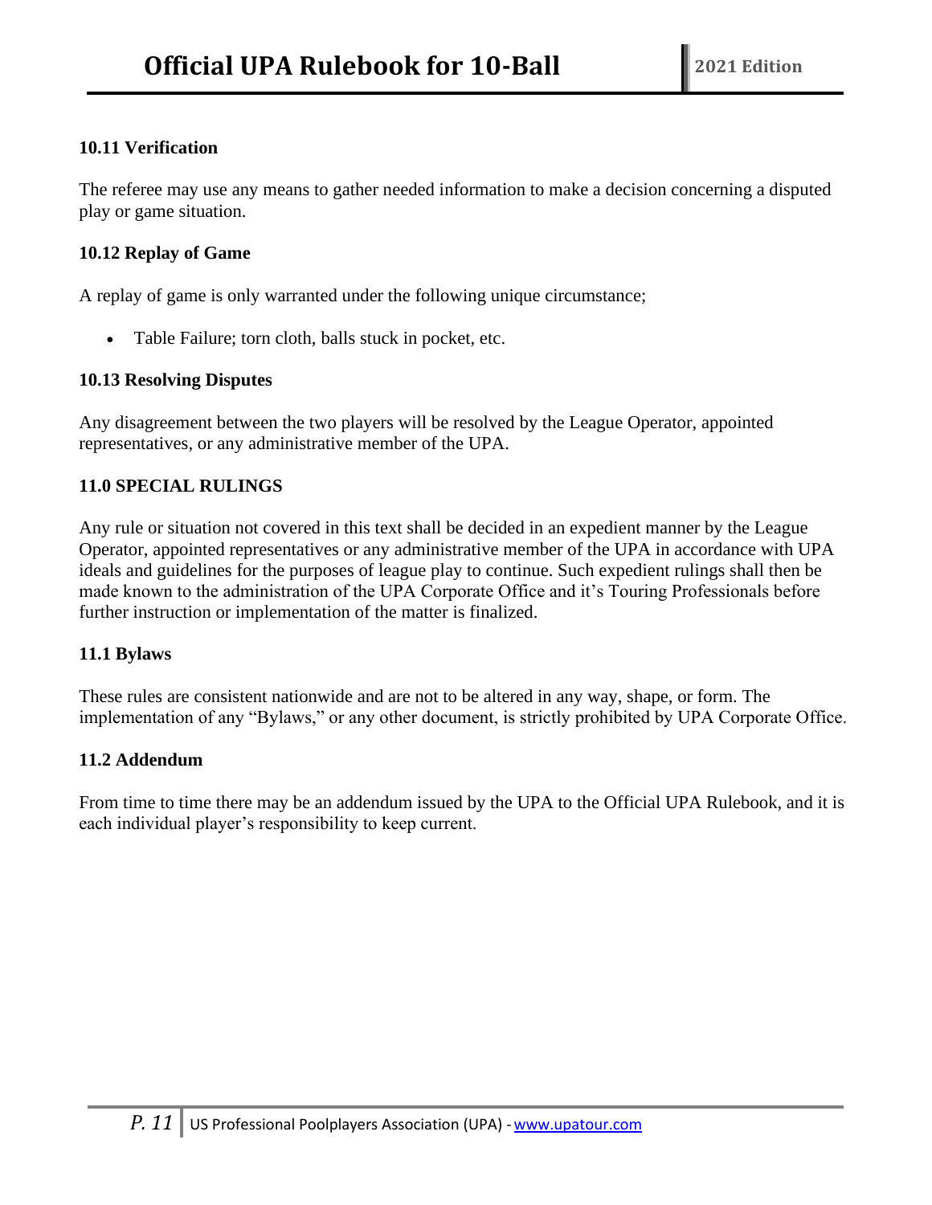### 10.11 Verification

The referee may use any means to gather needed information to make a decision concerning a disputed play or game situation.

### 10.12 Replay of Game

A replay of game is only warranted under the following unique circumstance;

- Table Failure; torn cloth, balls stuck in pocket, etc.

### 10.13 Resolving Disputes

Any disagreement between the two players will be resolved by the League Operator, appointed representatives, or any administrative member of the UPA.

## 11.0 SPECIAL RULINGS

Any rule or situation not covered in this text shall be decided in an expedient manner by the League Operator, appointed representatives or any administrative member of the UPA in accordance with UPA ideals and guidelines for the purposes of league play to continue. Such expedient rulings shall then be made known to the administration of the UPA Corporate Office and it's Touring Professionals before further instruction or implementation of the matter is finalized.

### 11.1 Bylaws

These rules are consistent nationwide and are not to be altered in any way, shape, or form. The implementation of any "Bylaws," or any other document, is strictly prohibited by UPA Corporate Office.

### 11.2 Addendum

From time to time there may be an addendum issued by the UPA to the Official UPA Rulebook, and it is each individual player's responsibility to keep current.